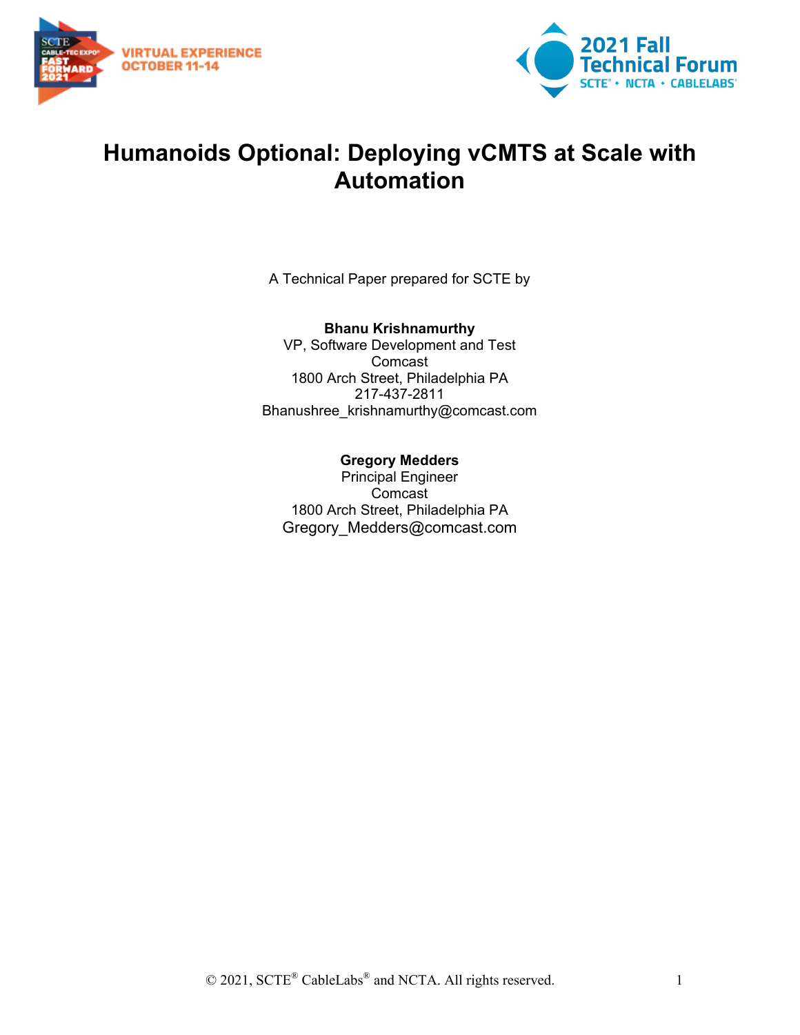# Humanoids Optional: Deploying vCMTS at Scale with Automation

A Technical Paper prepared for SCTE by

**Bhanu Krishnamurthy**
VP, Software Development and Test
Comcast
1800 Arch Street, Philadelphia PA
217-437-2811
Bhanushree_krishnamurthy@comcast.com

**Gregory Medders**
Principal Engineer
Comcast
1800 Arch Street, Philadelphia PA
Gregory_Medders@comcast.com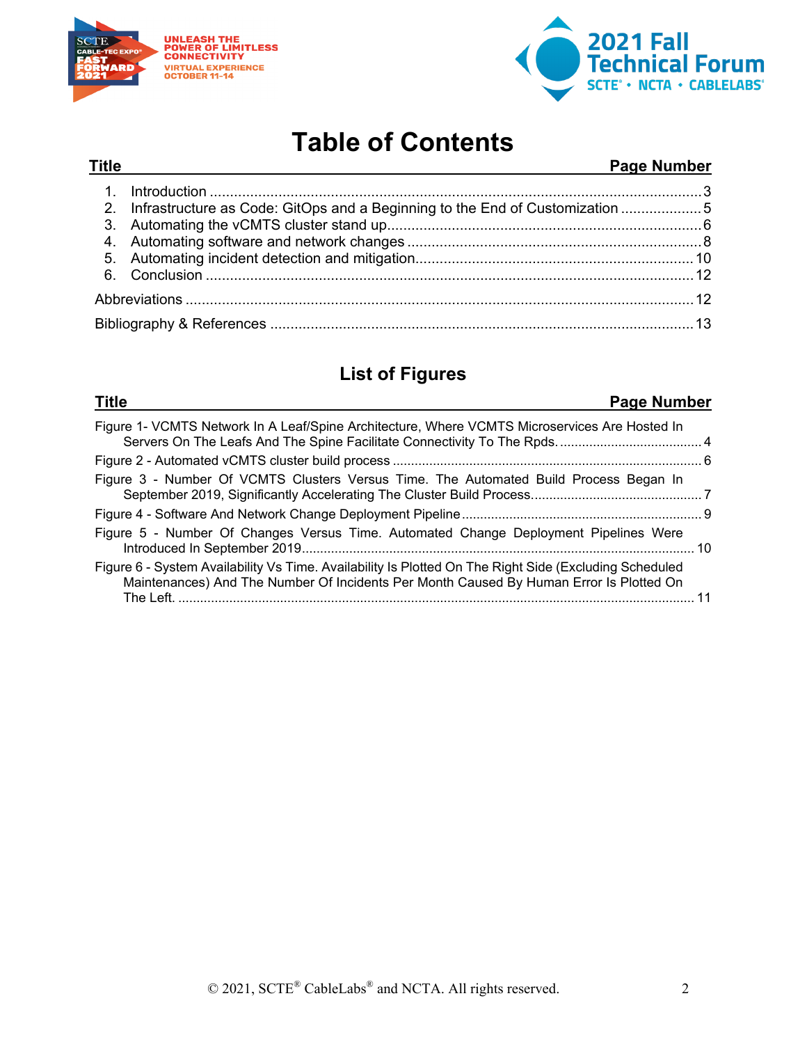# Table of Contents

| Title | Page Number |
|---|---|
| 1. Introduction | 3 |
| 2. Infrastructure as Code: GitOps and a Beginning to the End of Customization | 5 |
| 3. Automating the vCMTS cluster stand up | 6 |
| 4. Automating software and network changes | 8 |
| 5. Automating incident detection and mitigation | 10 |
| 6. Conclusion | 12 |
| Abbreviations | 12 |
| Bibliography & References | 13 |

## List of Figures

| Title | Page Number |
|---|---|
| Figure 1- VCMTS Network In A Leaf/Spine Architecture, Where VCMTS Microservices Are Hosted In Servers On The Leafs And The Spine Facilitate Connectivity To The Rpds. | 4 |
| Figure 2 - Automated vCMTS cluster build process | 6 |
| Figure 3 - Number Of VCMTS Clusters Versus Time. The Automated Build Process Began In September 2019, Significantly Accelerating The Cluster Build Process. | 7 |
| Figure 4 - Software And Network Change Deployment Pipeline | 9 |
| Figure 5 - Number Of Changes Versus Time. Automated Change Deployment Pipelines Were Introduced In September 2019 | 10 |
| Figure 6 - System Availability Vs Time. Availability Is Plotted On The Right Side (Excluding Scheduled Maintenances) And The Number Of Incidents Per Month Caused By Human Error Is Plotted On The Left. | 11 |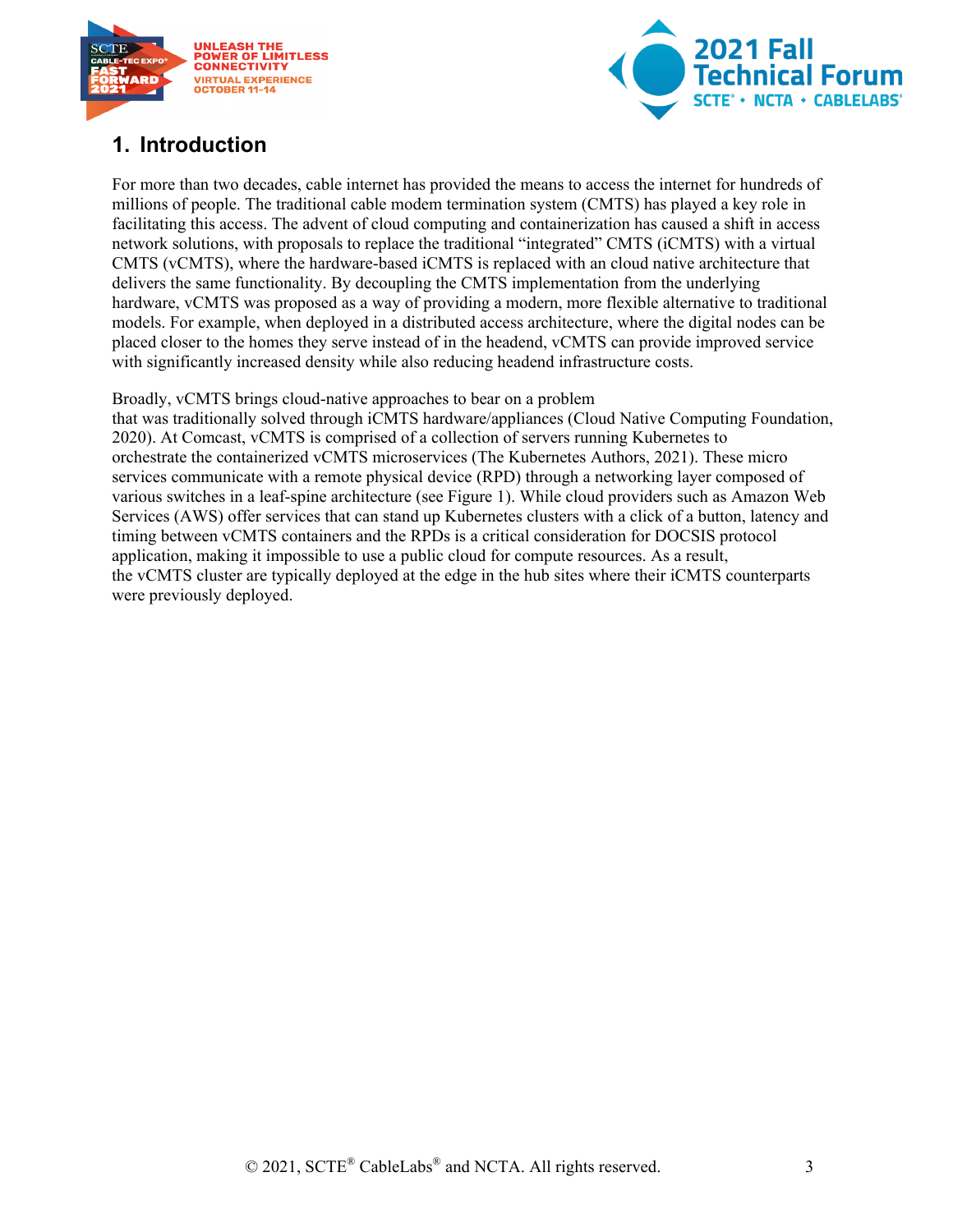# 1. Introduction

For more than two decades, cable internet has provided the means to access the internet for hundreds of millions of people. The traditional cable modem termination system (CMTS) has played a key role in facilitating this access. The advent of cloud computing and containerization has caused a shift in access network solutions, with proposals to replace the traditional "integrated" CMTS (iCMTS) with a virtual CMTS (vCMTS), where the hardware-based iCMTS is replaced with an cloud native architecture that delivers the same functionality. By decoupling the CMTS implementation from the underlying hardware, vCMTS was proposed as a way of providing a modern, more flexible alternative to traditional models. For example, when deployed in a distributed access architecture, where the digital nodes can be placed closer to the homes they serve instead of in the headend, vCMTS can provide improved service with significantly increased density while also reducing headend infrastructure costs.

Broadly, vCMTS brings cloud-native approaches to bear on a problem that was traditionally solved through iCMTS hardware/appliances (Cloud Native Computing Foundation, 2020). At Comcast, vCMTS is comprised of a collection of servers running Kubernetes to orchestrate the containerized vCMTS microservices (The Kubernetes Authors, 2021). These micro services communicate with a remote physical device (RPD) through a networking layer composed of various switches in a leaf-spine architecture (see Figure 1). While cloud providers such as Amazon Web Services (AWS) offer services that can stand up Kubernetes clusters with a click of a button, latency and timing between vCMTS containers and the RPDs is a critical consideration for DOCSIS protocol application, making it impossible to use a public cloud for compute resources. As a result, the vCMTS cluster are typically deployed at the edge in the hub sites where their iCMTS counterparts were previously deployed.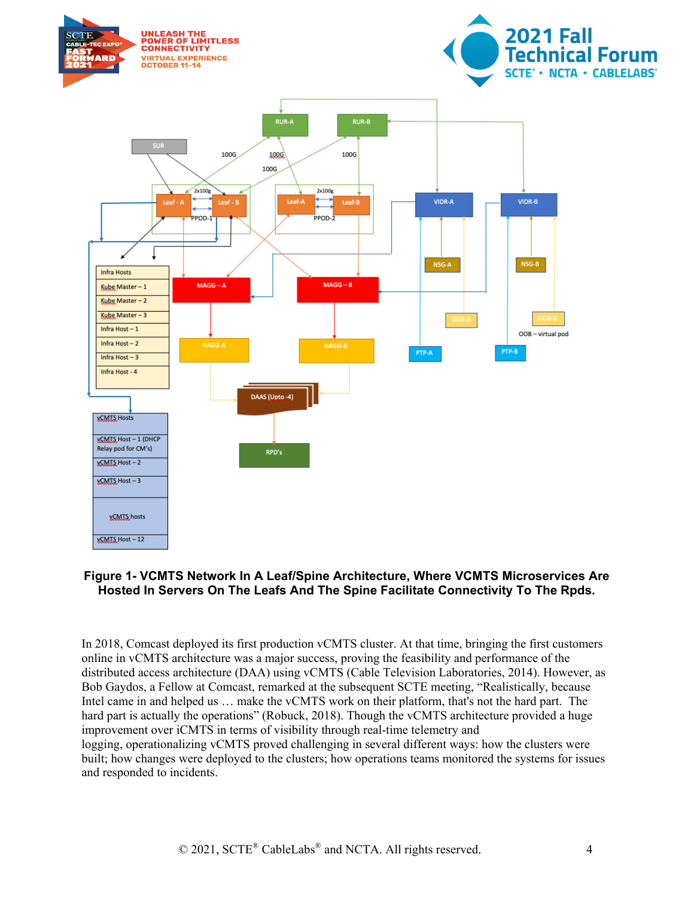**Figure 1- VCMTS Network In A Leaf/Spine Architecture, Where VCMTS Microservices Are Hosted In Servers On The Leafs And The Spine Facilitate Connectivity To The Rpds.**

In 2018, Comcast deployed its first production vCMTS cluster. At that time, bringing the first customers online in vCMTS architecture was a major success, proving the feasibility and performance of the distributed access architecture (DAA) using vCMTS (Cable Television Laboratories, 2014). However, as Bob Gaydos, a Fellow at Comcast, remarked at the subsequent SCTE meeting, "Realistically, because Intel came in and helped us … make the vCMTS work on their platform, that's not the hard part. The hard part is actually the operations" (Robuck, 2018). Though the vCMTS architecture provided a huge improvement over iCMTS in terms of visibility through real-time telemetry and logging, operationalizing vCMTS proved challenging in several different ways: how the clusters were built; how changes were deployed to the clusters; how operations teams monitored the systems for issues and responded to incidents.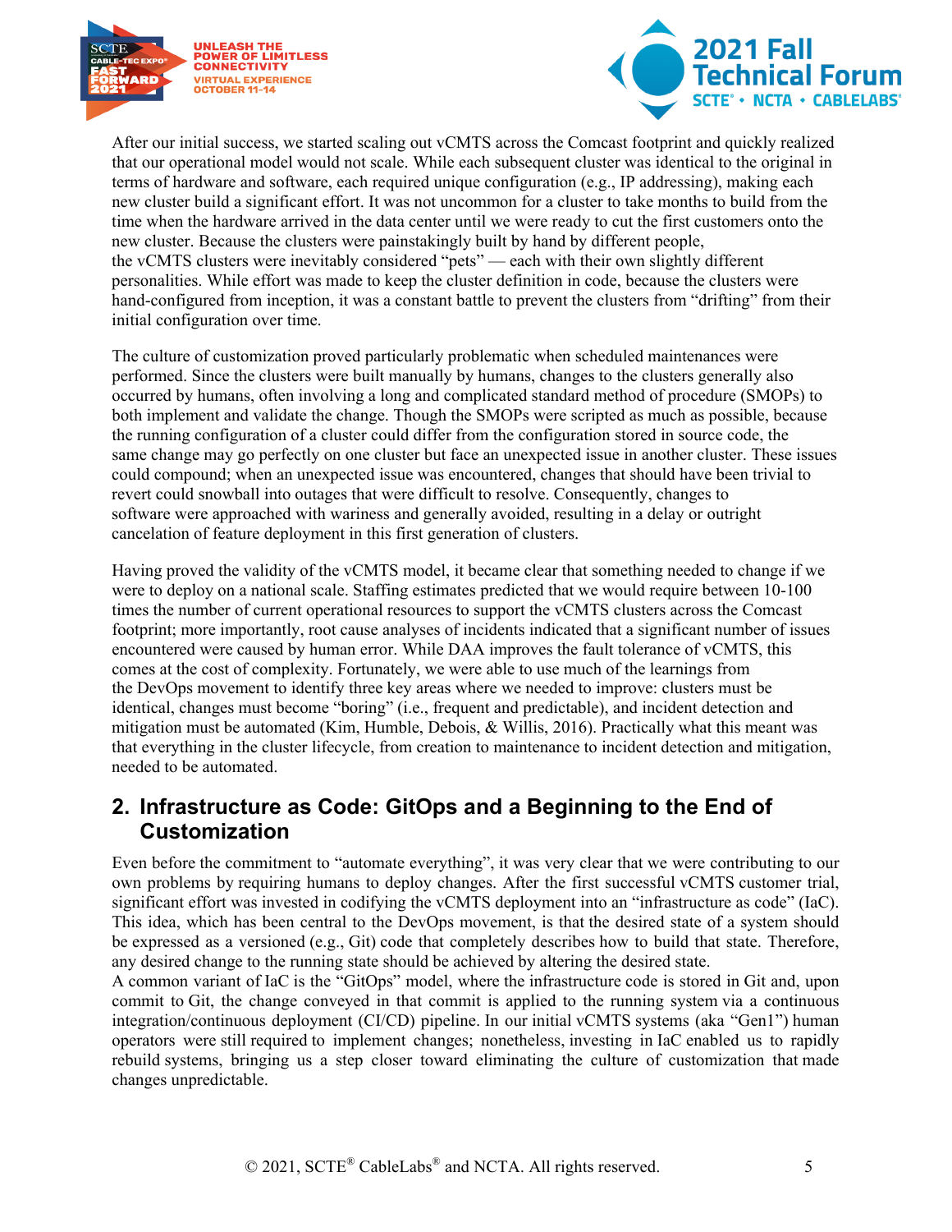After our initial success, we started scaling out vCMTS across the Comcast footprint and quickly realized that our operational model would not scale. While each subsequent cluster was identical to the original in terms of hardware and software, each required unique configuration (e.g., IP addressing), making each new cluster build a significant effort. It was not uncommon for a cluster to take months to build from the time when the hardware arrived in the data center until we were ready to cut the first customers onto the new cluster. Because the clusters were painstakingly built by hand by different people, the vCMTS clusters were inevitably considered "pets" — each with their own slightly different personalities. While effort was made to keep the cluster definition in code, because the clusters were hand-configured from inception, it was a constant battle to prevent the clusters from "drifting" from their initial configuration over time.

The culture of customization proved particularly problematic when scheduled maintenances were performed. Since the clusters were built manually by humans, changes to the clusters generally also occurred by humans, often involving a long and complicated standard method of procedure (SMOPs) to both implement and validate the change. Though the SMOPs were scripted as much as possible, because the running configuration of a cluster could differ from the configuration stored in source code, the same change may go perfectly on one cluster but face an unexpected issue in another cluster. These issues could compound; when an unexpected issue was encountered, changes that should have been trivial to revert could snowball into outages that were difficult to resolve. Consequently, changes to software were approached with wariness and generally avoided, resulting in a delay or outright cancelation of feature deployment in this first generation of clusters.

Having proved the validity of the vCMTS model, it became clear that something needed to change if we were to deploy on a national scale. Staffing estimates predicted that we would require between 10-100 times the number of current operational resources to support the vCMTS clusters across the Comcast footprint; more importantly, root cause analyses of incidents indicated that a significant number of issues encountered were caused by human error. While DAA improves the fault tolerance of vCMTS, this comes at the cost of complexity. Fortunately, we were able to use much of the learnings from the DevOps movement to identify three key areas where we needed to improve: clusters must be identical, changes must become "boring" (i.e., frequent and predictable), and incident detection and mitigation must be automated (Kim, Humble, Debois, & Willis, 2016). Practically what this meant was that everything in the cluster lifecycle, from creation to maintenance to incident detection and mitigation, needed to be automated.

## 2. Infrastructure as Code: GitOps and a Beginning to the End of Customization

Even before the commitment to "automate everything", it was very clear that we were contributing to our own problems by requiring humans to deploy changes. After the first successful vCMTS customer trial, significant effort was invested in codifying the vCMTS deployment into an "infrastructure as code" (IaC). This idea, which has been central to the DevOps movement, is that the desired state of a system should be expressed as a versioned (e.g., Git) code that completely describes how to build that state. Therefore, any desired change to the running state should be achieved by altering the desired state.

A common variant of IaC is the "GitOps" model, where the infrastructure code is stored in Git and, upon commit to Git, the change conveyed in that commit is applied to the running system via a continuous integration/continuous deployment (CI/CD) pipeline. In our initial vCMTS systems (aka "Gen1") human operators were still required to implement changes; nonetheless, investing in IaC enabled us to rapidly rebuild systems, bringing us a step closer toward eliminating the culture of customization that made changes unpredictable.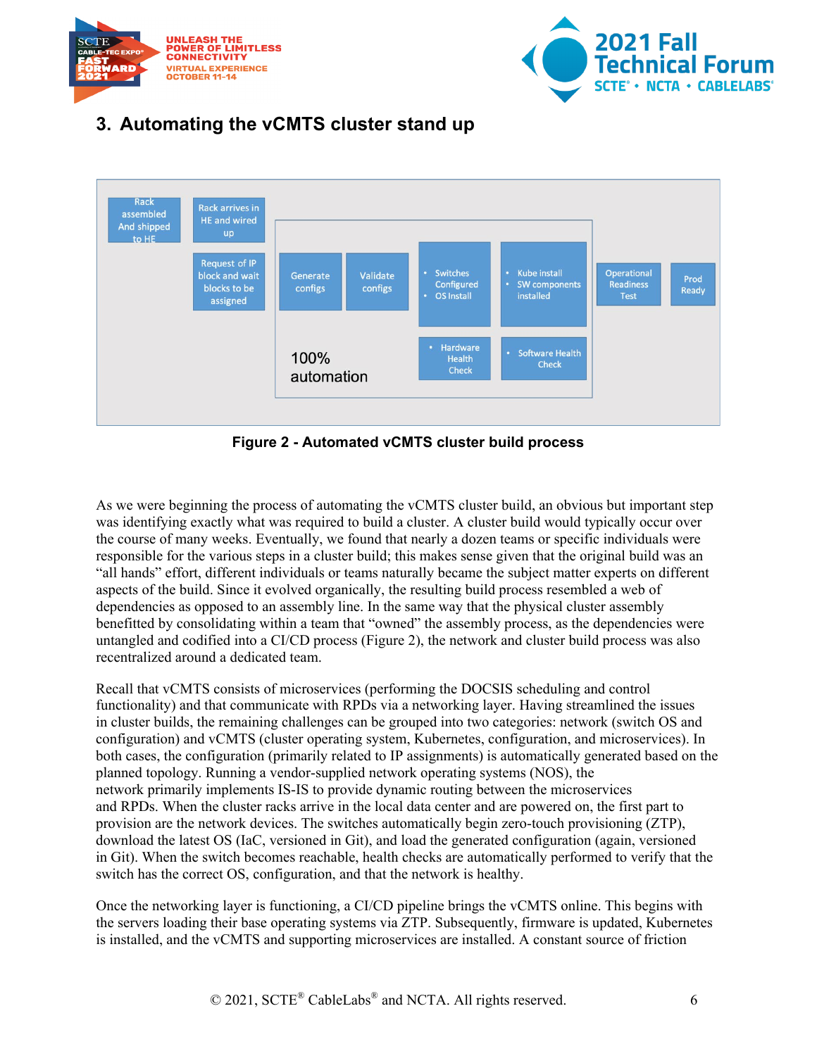## 3. Automating the vCMTS cluster stand up

Rack assembled And shipped to HE

Rack arrives in HE and wired up

Request of IP block and wait blocks to be assigned

Generate configs

Validate configs

- Switches Configured
- OS Install

- Kube install
- SW components installed

Operational Readiness Test

Prod Ready

- Hardware Health Check

- Software Health Check

100% automation

**Figure 2 - Automated vCMTS cluster build process**

As we were beginning the process of automating the vCMTS cluster build, an obvious but important step was identifying exactly what was required to build a cluster. A cluster build would typically occur over the course of many weeks. Eventually, we found that nearly a dozen teams or specific individuals were responsible for the various steps in a cluster build; this makes sense given that the original build was an "all hands" effort, different individuals or teams naturally became the subject matter experts on different aspects of the build. Since it evolved organically, the resulting build process resembled a web of dependencies as opposed to an assembly line. In the same way that the physical cluster assembly benefitted by consolidating within a team that "owned" the assembly process, as the dependencies were untangled and codified into a CI/CD process (Figure 2), the network and cluster build process was also recentralized around a dedicated team.

Recall that vCMTS consists of microservices (performing the DOCSIS scheduling and control functionality) and that communicate with RPDs via a networking layer. Having streamlined the issues in cluster builds, the remaining challenges can be grouped into two categories: network (switch OS and configuration) and vCMTS (cluster operating system, Kubernetes, configuration, and microservices). In both cases, the configuration (primarily related to IP assignments) is automatically generated based on the planned topology. Running a vendor-supplied network operating systems (NOS), the network primarily implements IS-IS to provide dynamic routing between the microservices and RPDs. When the cluster racks arrive in the local data center and are powered on, the first part to provision are the network devices. The switches automatically begin zero-touch provisioning (ZTP), download the latest OS (IaC, versioned in Git), and load the generated configuration (again, versioned in Git). When the switch becomes reachable, health checks are automatically performed to verify that the switch has the correct OS, configuration, and that the network is healthy.

Once the networking layer is functioning, a CI/CD pipeline brings the vCMTS online. This begins with the servers loading their base operating systems via ZTP. Subsequently, firmware is updated, Kubernetes is installed, and the vCMTS and supporting microservices are installed. A constant source of friction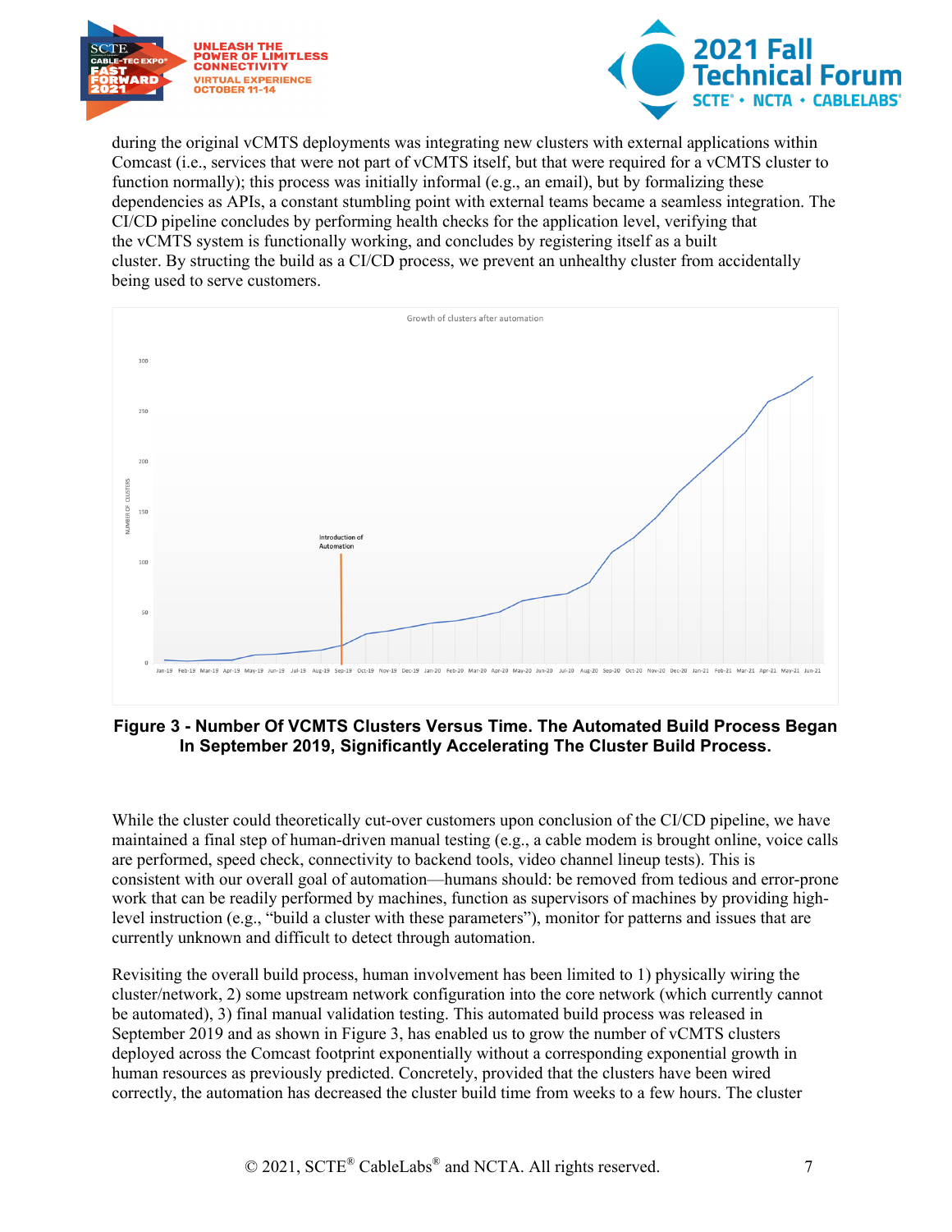during the original vCMTS deployments was integrating new clusters with external applications within Comcast (i.e., services that were not part of vCMTS itself, but that were required for a vCMTS cluster to function normally); this process was initially informal (e.g., an email), but by formalizing these dependencies as APIs, a constant stumbling point with external teams became a seamless integration. The CI/CD pipeline concludes by performing health checks for the application level, verifying that the vCMTS system is functionally working, and concludes by registering itself as a built cluster. By structing the build as a CI/CD process, we prevent an unhealthy cluster from accidentally being used to serve customers.

**Figure 3 - Number Of VCMTS Clusters Versus Time. The Automated Build Process Began In September 2019, Significantly Accelerating The Cluster Build Process.**

While the cluster could theoretically cut-over customers upon conclusion of the CI/CD pipeline, we have maintained a final step of human-driven manual testing (e.g., a cable modem is brought online, voice calls are performed, speed check, connectivity to backend tools, video channel lineup tests). This is consistent with our overall goal of automation—humans should: be removed from tedious and error-prone work that can be readily performed by machines, function as supervisors of machines by providing high-level instruction (e.g., "build a cluster with these parameters"), monitor for patterns and issues that are currently unknown and difficult to detect through automation.

Revisiting the overall build process, human involvement has been limited to 1) physically wiring the cluster/network, 2) some upstream network configuration into the core network (which currently cannot be automated), 3) final manual validation testing. This automated build process was released in September 2019 and as shown in Figure 3, has enabled us to grow the number of vCMTS clusters deployed across the Comcast footprint exponentially without a corresponding exponential growth in human resources as previously predicted. Concretely, provided that the clusters have been wired correctly, the automation has decreased the cluster build time from weeks to a few hours. The cluster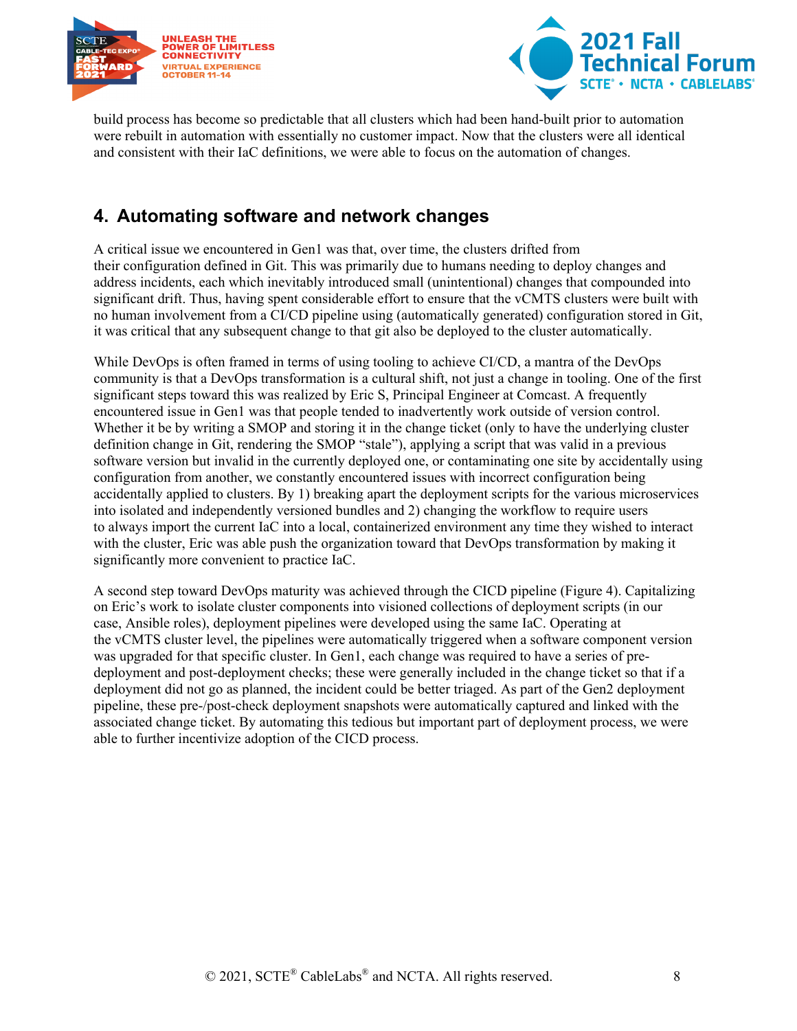build process has become so predictable that all clusters which had been hand-built prior to automation were rebuilt in automation with essentially no customer impact. Now that the clusters were all identical and consistent with their IaC definitions, we were able to focus on the automation of changes.

## 4. Automating software and network changes

A critical issue we encountered in Gen1 was that, over time, the clusters drifted from their configuration defined in Git. This was primarily due to humans needing to deploy changes and address incidents, each which inevitably introduced small (unintentional) changes that compounded into significant drift. Thus, having spent considerable effort to ensure that the vCMTS clusters were built with no human involvement from a CI/CD pipeline using (automatically generated) configuration stored in Git, it was critical that any subsequent change to that git also be deployed to the cluster automatically.

While DevOps is often framed in terms of using tooling to achieve CI/CD, a mantra of the DevOps community is that a DevOps transformation is a cultural shift, not just a change in tooling. One of the first significant steps toward this was realized by Eric S, Principal Engineer at Comcast. A frequently encountered issue in Gen1 was that people tended to inadvertently work outside of version control. Whether it be by writing a SMOP and storing it in the change ticket (only to have the underlying cluster definition change in Git, rendering the SMOP "stale"), applying a script that was valid in a previous software version but invalid in the currently deployed one, or contaminating one site by accidentally using configuration from another, we constantly encountered issues with incorrect configuration being accidentally applied to clusters. By 1) breaking apart the deployment scripts for the various microservices into isolated and independently versioned bundles and 2) changing the workflow to require users to always import the current IaC into a local, containerized environment any time they wished to interact with the cluster, Eric was able push the organization toward that DevOps transformation by making it significantly more convenient to practice IaC.

A second step toward DevOps maturity was achieved through the CICD pipeline (Figure 4). Capitalizing on Eric's work to isolate cluster components into visioned collections of deployment scripts (in our case, Ansible roles), deployment pipelines were developed using the same IaC. Operating at the vCMTS cluster level, the pipelines were automatically triggered when a software component version was upgraded for that specific cluster. In Gen1, each change was required to have a series of pre-deployment and post-deployment checks; these were generally included in the change ticket so that if a deployment did not go as planned, the incident could be better triaged. As part of the Gen2 deployment pipeline, these pre-/post-check deployment snapshots were automatically captured and linked with the associated change ticket. By automating this tedious but important part of deployment process, we were able to further incentivize adoption of the CICD process.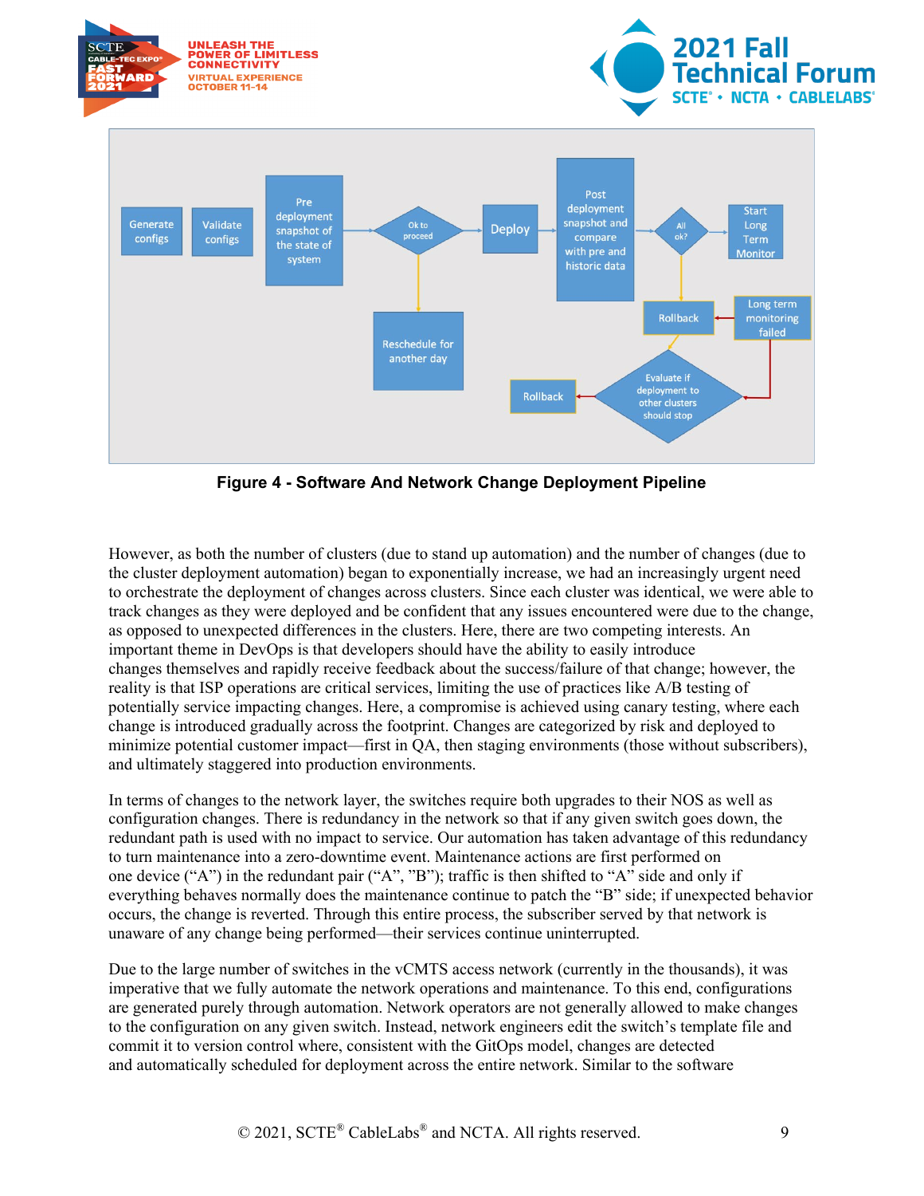**Figure 4 - Software And Network Change Deployment Pipeline**

However, as both the number of clusters (due to stand up automation) and the number of changes (due to the cluster deployment automation) began to exponentially increase, we had an increasingly urgent need to orchestrate the deployment of changes across clusters. Since each cluster was identical, we were able to track changes as they were deployed and be confident that any issues encountered were due to the change, as opposed to unexpected differences in the clusters. Here, there are two competing interests. An important theme in DevOps is that developers should have the ability to easily introduce changes themselves and rapidly receive feedback about the success/failure of that change; however, the reality is that ISP operations are critical services, limiting the use of practices like A/B testing of potentially service impacting changes. Here, a compromise is achieved using canary testing, where each change is introduced gradually across the footprint. Changes are categorized by risk and deployed to minimize potential customer impact—first in QA, then staging environments (those without subscribers), and ultimately staggered into production environments.

In terms of changes to the network layer, the switches require both upgrades to their NOS as well as configuration changes. There is redundancy in the network so that if any given switch goes down, the redundant path is used with no impact to service. Our automation has taken advantage of this redundancy to turn maintenance into a zero-downtime event. Maintenance actions are first performed on one device ("A") in the redundant pair ("A", "B"); traffic is then shifted to "A" side and only if everything behaves normally does the maintenance continue to patch the "B" side; if unexpected behavior occurs, the change is reverted. Through this entire process, the subscriber served by that network is unaware of any change being performed—their services continue uninterrupted.

Due to the large number of switches in the vCMTS access network (currently in the thousands), it was imperative that we fully automate the network operations and maintenance. To this end, configurations are generated purely through automation. Network operators are not generally allowed to make changes to the configuration on any given switch. Instead, network engineers edit the switch's template file and commit it to version control where, consistent with the GitOps model, changes are detected and automatically scheduled for deployment across the entire network. Similar to the software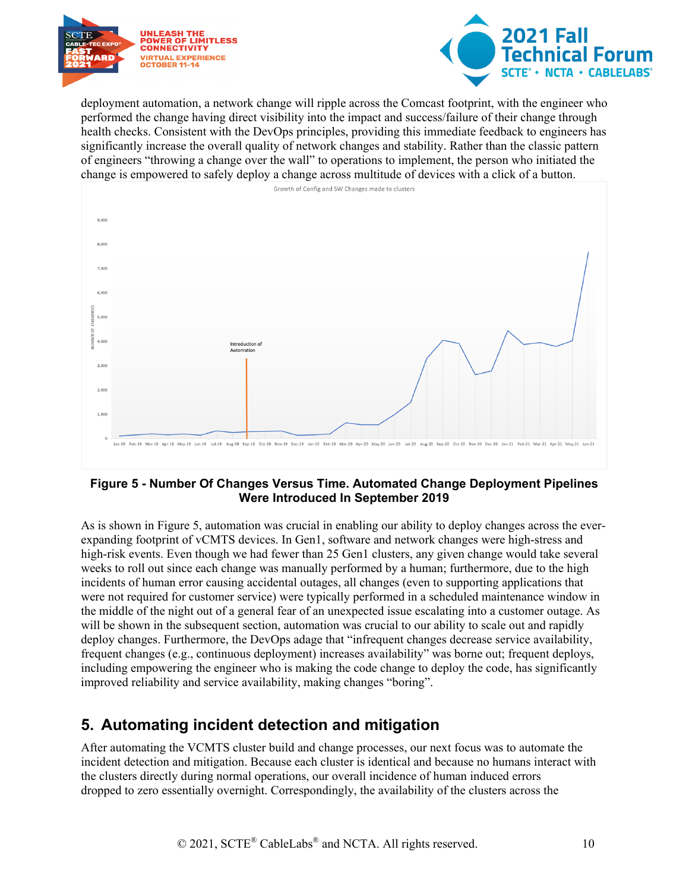deployment automation, a network change will ripple across the Comcast footprint, with the engineer who performed the change having direct visibility into the impact and success/failure of their change through health checks. Consistent with the DevOps principles, providing this immediate feedback to engineers has significantly increase the overall quality of network changes and stability. Rather than the classic pattern of engineers "throwing a change over the wall" to operations to implement, the person who initiated the change is empowered to safely deploy a change across multitude of devices with a click of a button.

**Figure 5 - Number Of Changes Versus Time. Automated Change Deployment Pipelines Were Introduced In September 2019**

As is shown in Figure 5, automation was crucial in enabling our ability to deploy changes across the ever-expanding footprint of vCMTS devices. In Gen1, software and network changes were high-stress and high-risk events. Even though we had fewer than 25 Gen1 clusters, any given change would take several weeks to roll out since each change was manually performed by a human; furthermore, due to the high incidents of human error causing accidental outages, all changes (even to supporting applications that were not required for customer service) were typically performed in a scheduled maintenance window in the middle of the night out of a general fear of an unexpected issue escalating into a customer outage. As will be shown in the subsequent section, automation was crucial to our ability to scale out and rapidly deploy changes. Furthermore, the DevOps adage that "infrequent changes decrease service availability, frequent changes (e.g., continuous deployment) increases availability" was borne out; frequent deploys, including empowering the engineer who is making the code change to deploy the code, has significantly improved reliability and service availability, making changes "boring".

## 5. Automating incident detection and mitigation

After automating the VCMTS cluster build and change processes, our next focus was to automate the incident detection and mitigation. Because each cluster is identical and because no humans interact with the clusters directly during normal operations, our overall incidence of human induced errors dropped to zero essentially overnight. Correspondingly, the availability of the clusters across the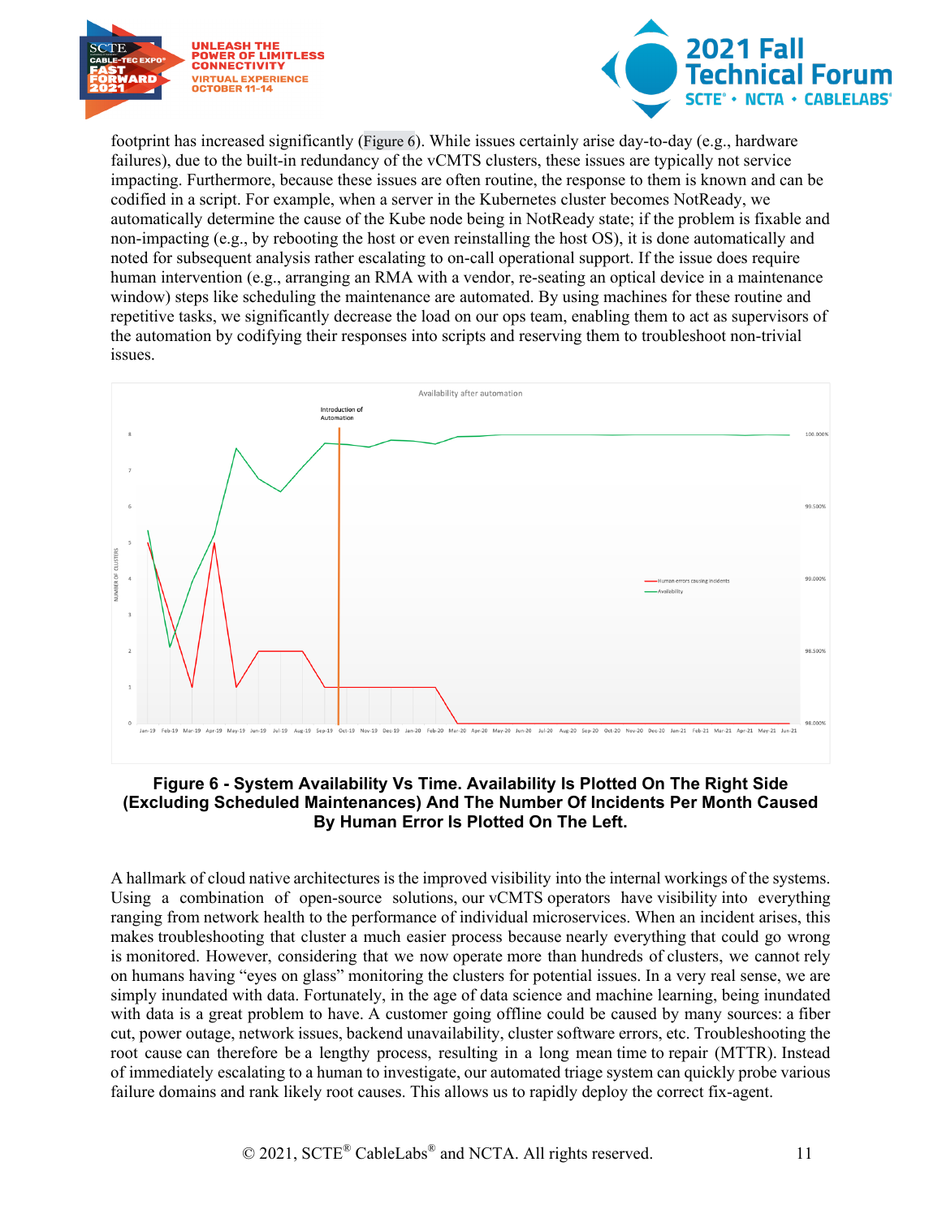footprint has increased significantly (Figure 6). While issues certainly arise day-to-day (e.g., hardware failures), due to the built-in redundancy of the vCMTS clusters, these issues are typically not service impacting. Furthermore, because these issues are often routine, the response to them is known and can be codified in a script. For example, when a server in the Kubernetes cluster becomes NotReady, we automatically determine the cause of the Kube node being in NotReady state; if the problem is fixable and non-impacting (e.g., by rebooting the host or even reinstalling the host OS), it is done automatically and noted for subsequent analysis rather escalating to on-call operational support. If the issue does require human intervention (e.g., arranging an RMA with a vendor, re-seating an optical device in a maintenance window) steps like scheduling the maintenance are automated. By using machines for these routine and repetitive tasks, we significantly decrease the load on our ops team, enabling them to act as supervisors of the automation by codifying their responses into scripts and reserving them to troubleshoot non-trivial issues.

**Figure 6 - System Availability Vs Time. Availability Is Plotted On The Right Side (Excluding Scheduled Maintenances) And The Number Of Incidents Per Month Caused By Human Error Is Plotted On The Left.**

A hallmark of cloud native architectures is the improved visibility into the internal workings of the systems. Using a combination of open-source solutions, our vCMTS operators have visibility into everything ranging from network health to the performance of individual microservices. When an incident arises, this makes troubleshooting that cluster a much easier process because nearly everything that could go wrong is monitored. However, considering that we now operate more than hundreds of clusters, we cannot rely on humans having "eyes on glass" monitoring the clusters for potential issues. In a very real sense, we are simply inundated with data. Fortunately, in the age of data science and machine learning, being inundated with data is a great problem to have. A customer going offline could be caused by many sources: a fiber cut, power outage, network issues, backend unavailability, cluster software errors, etc. Troubleshooting the root cause can therefore be a lengthy process, resulting in a long mean time to repair (MTTR). Instead of immediately escalating to a human to investigate, our automated triage system can quickly probe various failure domains and rank likely root causes. This allows us to rapidly deploy the correct fix-agent.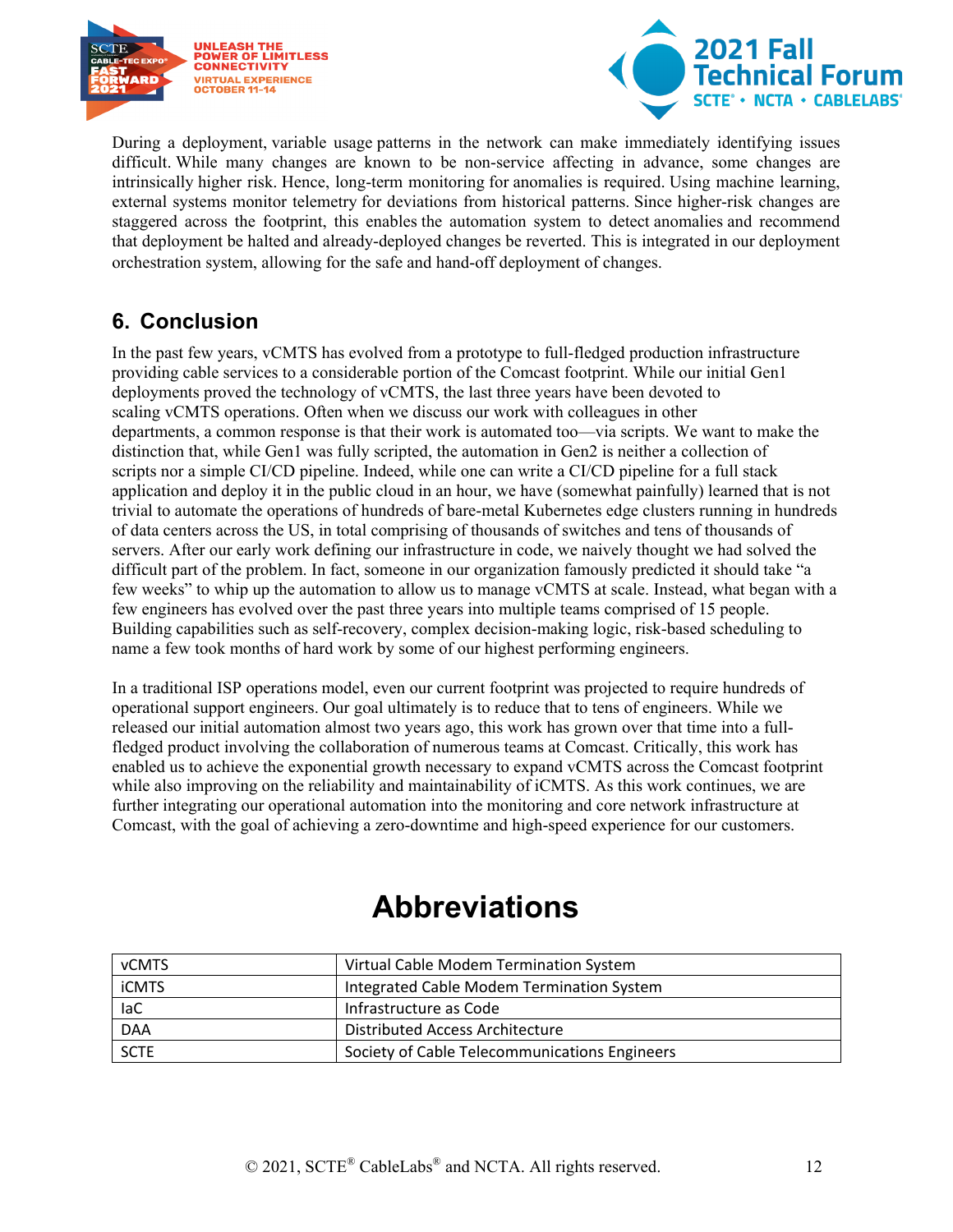During a deployment, variable usage patterns in the network can make immediately identifying issues difficult. While many changes are known to be non-service affecting in advance, some changes are intrinsically higher risk. Hence, long-term monitoring for anomalies is required. Using machine learning, external systems monitor telemetry for deviations from historical patterns. Since higher-risk changes are staggered across the footprint, this enables the automation system to detect anomalies and recommend that deployment be halted and already-deployed changes be reverted. This is integrated in our deployment orchestration system, allowing for the safe and hand-off deployment of changes.

## 6. Conclusion

In the past few years, vCMTS has evolved from a prototype to full-fledged production infrastructure providing cable services to a considerable portion of the Comcast footprint. While our initial Gen1 deployments proved the technology of vCMTS, the last three years have been devoted to scaling vCMTS operations. Often when we discuss our work with colleagues in other departments, a common response is that their work is automated too—via scripts. We want to make the distinction that, while Gen1 was fully scripted, the automation in Gen2 is neither a collection of scripts nor a simple CI/CD pipeline. Indeed, while one can write a CI/CD pipeline for a full stack application and deploy it in the public cloud in an hour, we have (somewhat painfully) learned that is not trivial to automate the operations of hundreds of bare-metal Kubernetes edge clusters running in hundreds of data centers across the US, in total comprising of thousands of switches and tens of thousands of servers. After our early work defining our infrastructure in code, we naively thought we had solved the difficult part of the problem. In fact, someone in our organization famously predicted it should take "a few weeks" to whip up the automation to allow us to manage vCMTS at scale. Instead, what began with a few engineers has evolved over the past three years into multiple teams comprised of 15 people. Building capabilities such as self-recovery, complex decision-making logic, risk-based scheduling to name a few took months of hard work by some of our highest performing engineers.

In a traditional ISP operations model, even our current footprint was projected to require hundreds of operational support engineers. Our goal ultimately is to reduce that to tens of engineers. While we released our initial automation almost two years ago, this work has grown over that time into a full-fledged product involving the collaboration of numerous teams at Comcast. Critically, this work has enabled us to achieve the exponential growth necessary to expand vCMTS across the Comcast footprint while also improving on the reliability and maintainability of iCMTS. As this work continues, we are further integrating our operational automation into the monitoring and core network infrastructure at Comcast, with the goal of achieving a zero-downtime and high-speed experience for our customers.

# Abbreviations

| | |
|---|---|
| vCMTS | Virtual Cable Modem Termination System |
| iCMTS | Integrated Cable Modem Termination System |
| IaC | Infrastructure as Code |
| DAA | Distributed Access Architecture |
| SCTE | Society of Cable Telecommunications Engineers |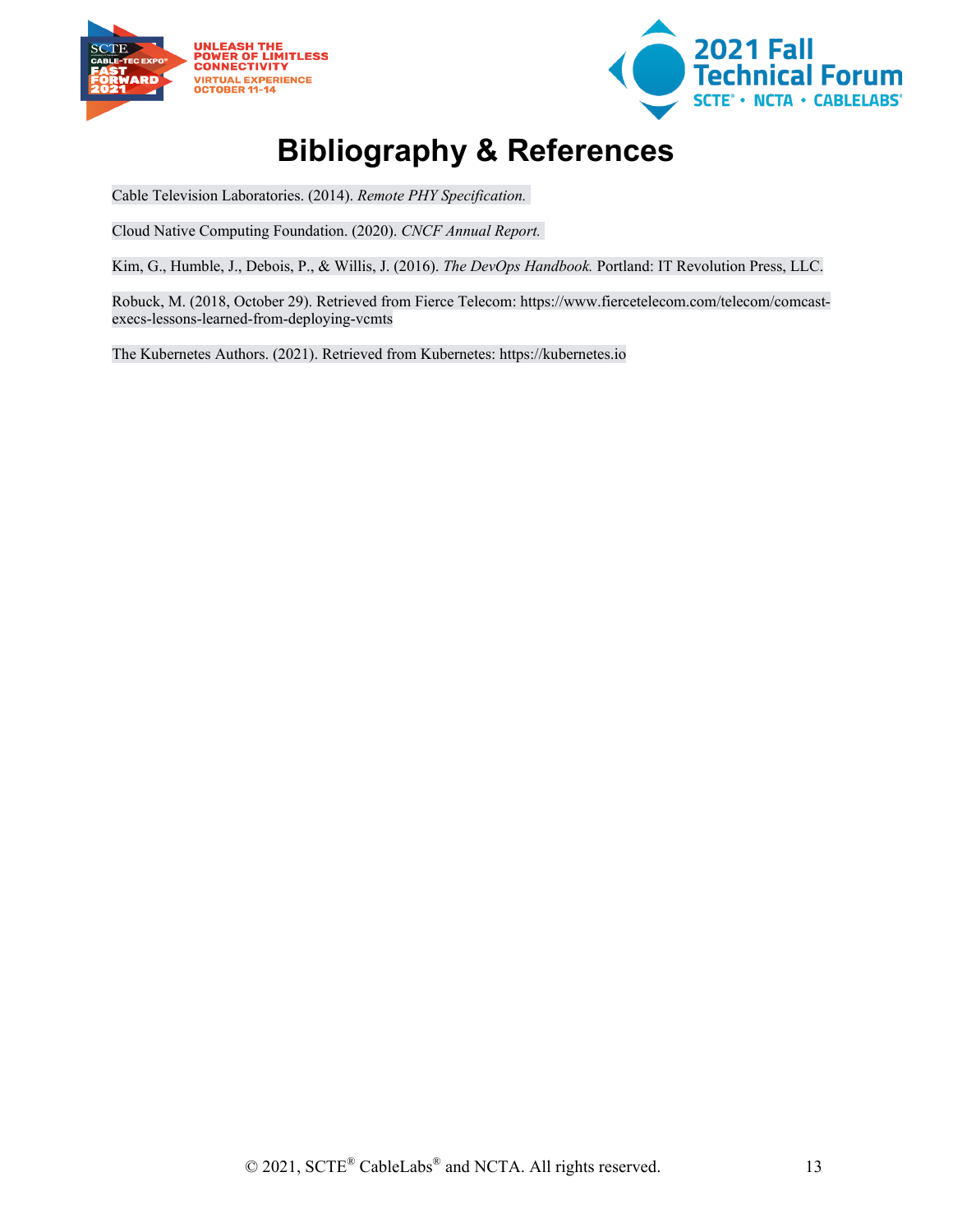# Bibliography & References

Cable Television Laboratories. (2014). *Remote PHY Specification.*

Cloud Native Computing Foundation. (2020). *CNCF Annual Report.*

Kim, G., Humble, J., Debois, P., & Willis, J. (2016). *The DevOps Handbook.* Portland: IT Revolution Press, LLC.

Robuck, M. (2018, October 29). Retrieved from Fierce Telecom: https://www.fiercetelecom.com/telecom/comcast-execs-lessons-learned-from-deploying-vcmts

The Kubernetes Authors. (2021). Retrieved from Kubernetes: https://kubernetes.io